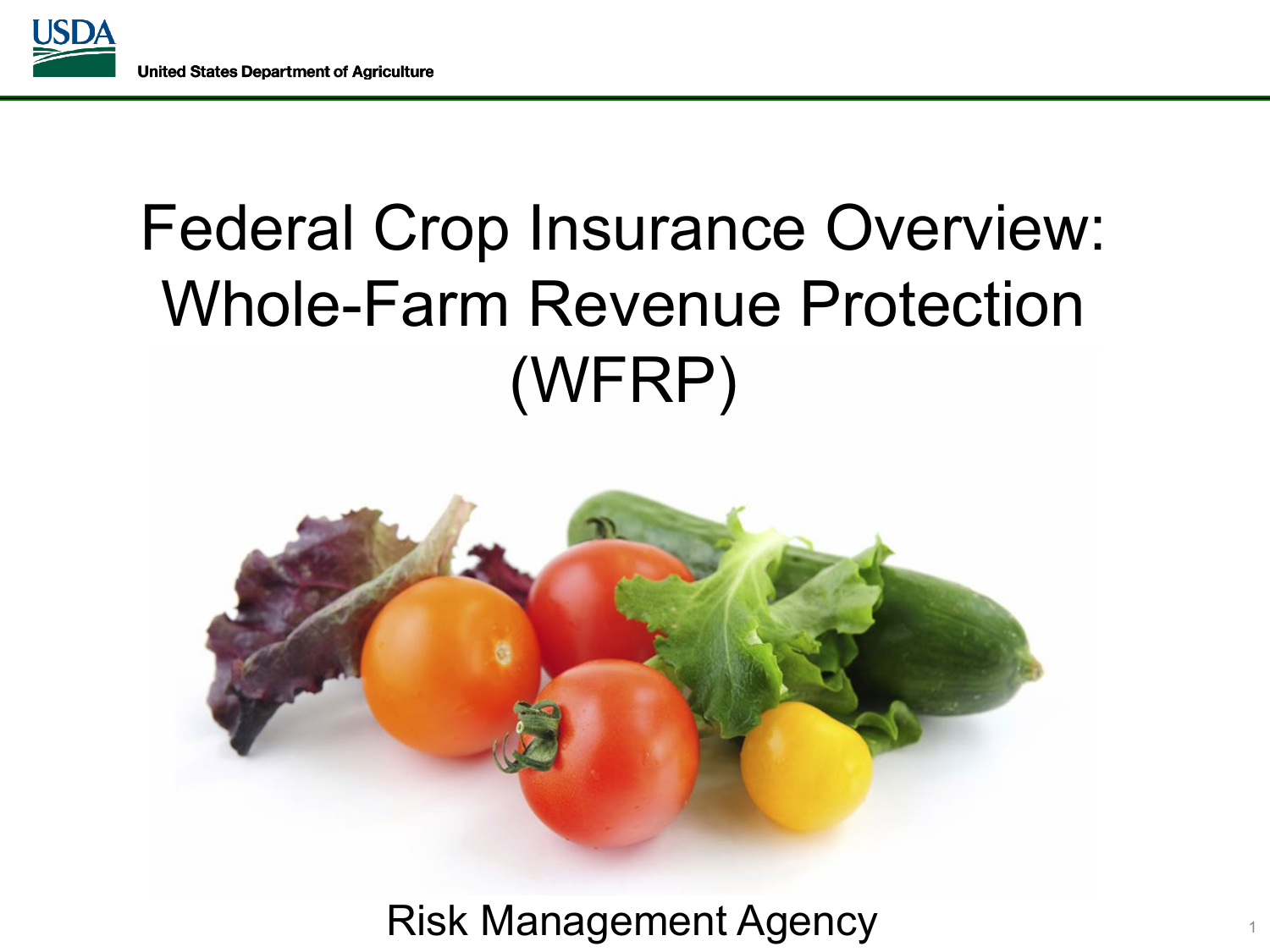United States Department of Agriculture

# Federal Crop Insurance Overview: Whole-Farm Revenue Protection (WFRP)

Risk Management Agency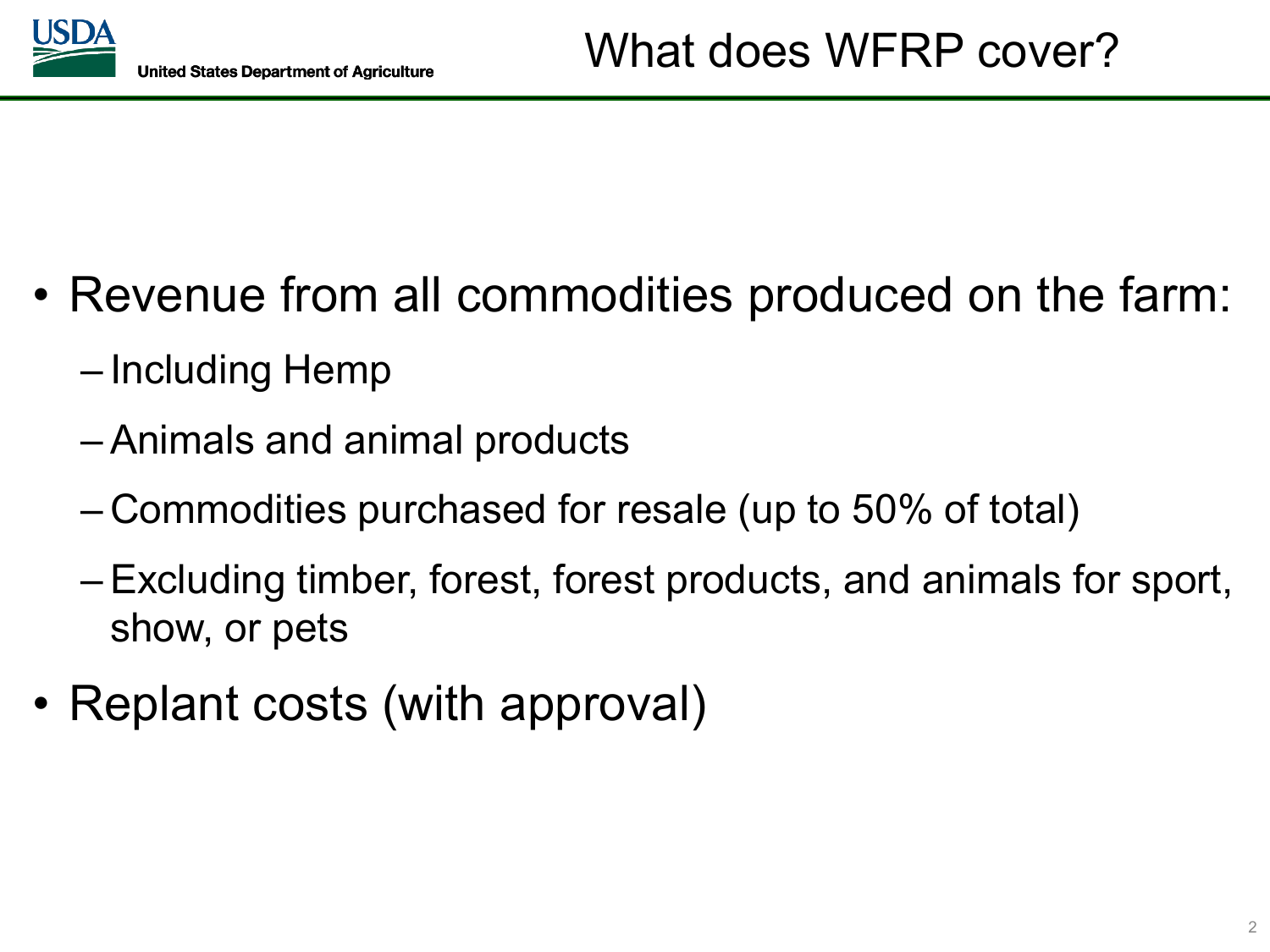# What does WFRP cover?

- Revenue from all commodities produced on the farm:
  - Including Hemp
  - Animals and animal products
  - Commodities purchased for resale (up to 50% of total)
  - Excluding timber, forest, forest products, and animals for sport, show, or pets
- Replant costs (with approval)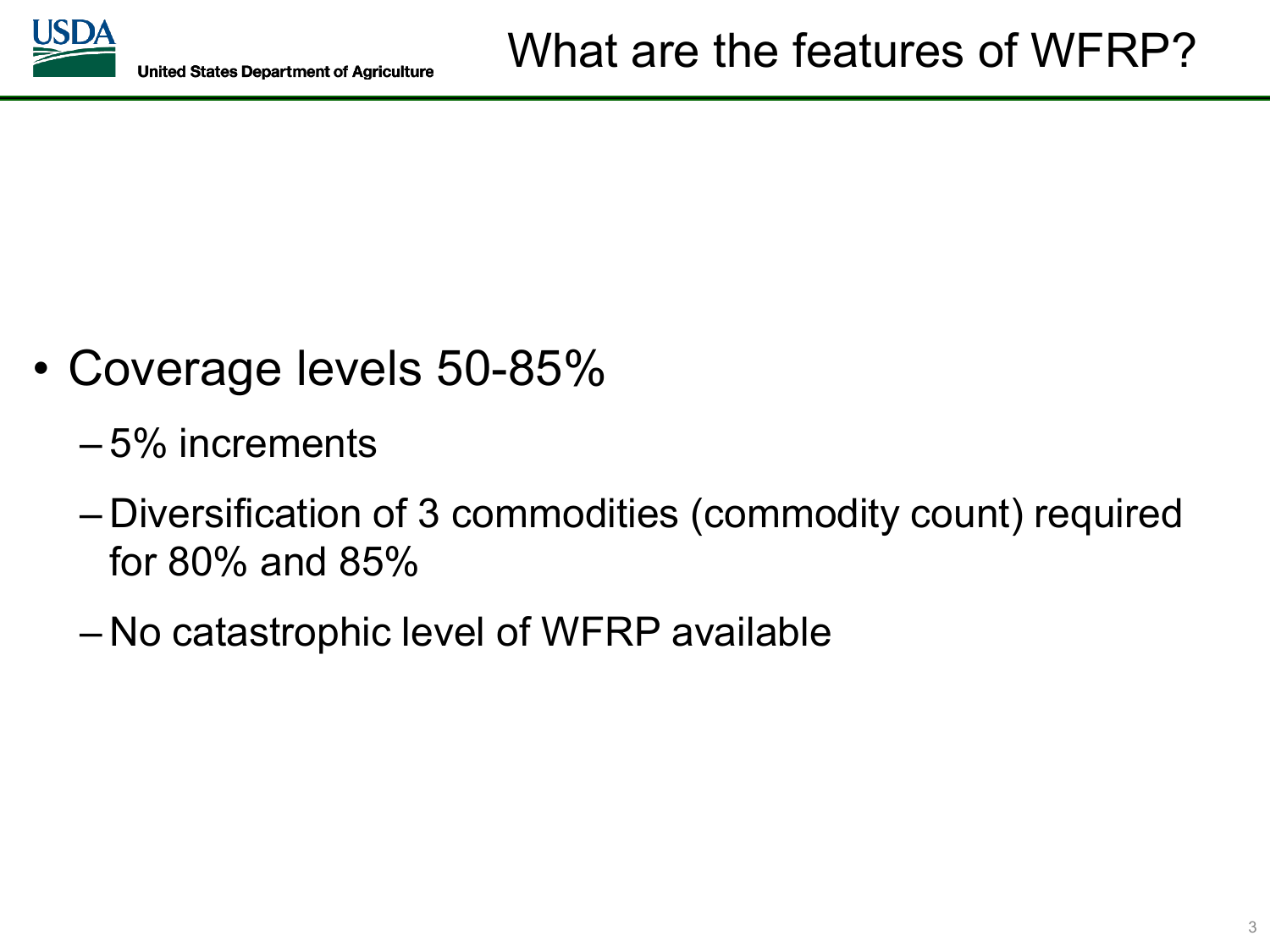# What are the features of WFRP?

- Coverage levels 50-85%
  - 5% increments
  - Diversification of 3 commodities (commodity count) required for 80% and 85%
  - No catastrophic level of WFRP available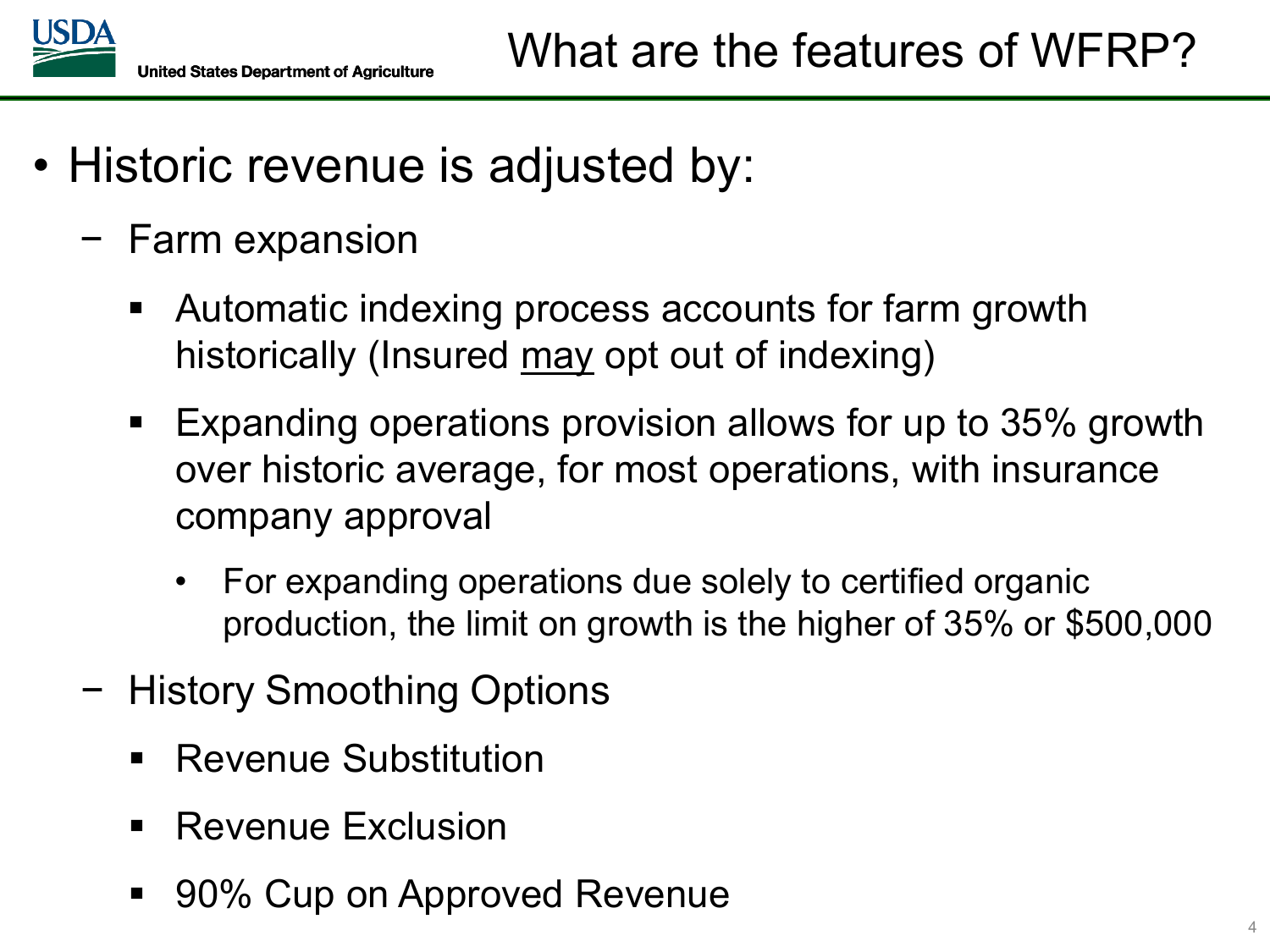# What are the features of WFRP?

- Historic revenue is adjusted by:
  - Farm expansion
    - Automatic indexing process accounts for farm growth historically (Insured <u>may</u> opt out of indexing)
    - Expanding operations provision allows for up to 35% growth over historic average, for most operations, with insurance company approval
      - For expanding operations due solely to certified organic production, the limit on growth is the higher of 35% or $500,000
  - History Smoothing Options
    - Revenue Substitution
    - Revenue Exclusion
    - 90% Cup on Approved Revenue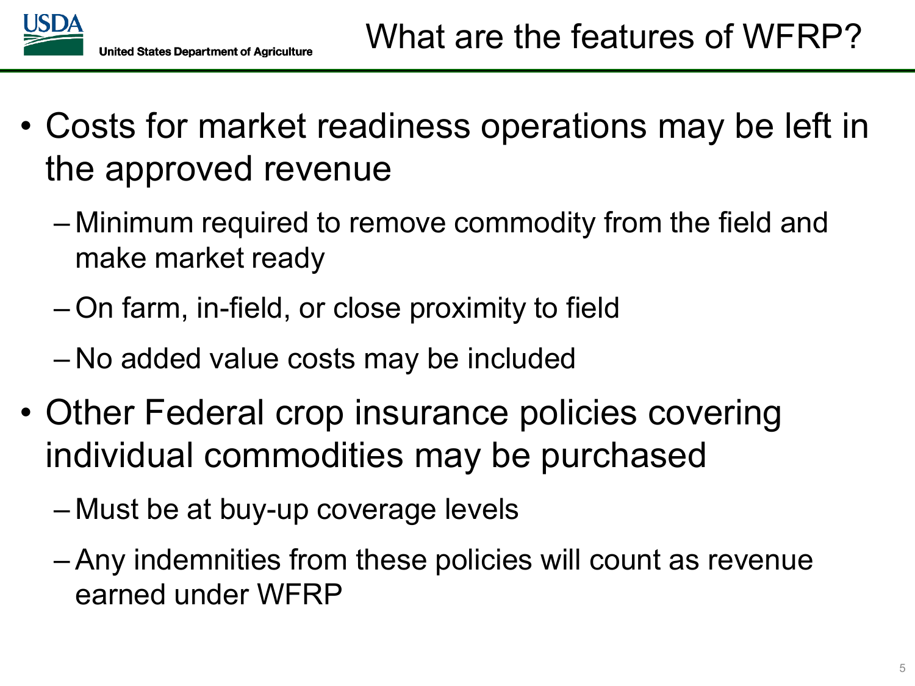# What are the features of WFRP?

- Costs for market readiness operations may be left in the approved revenue
  - Minimum required to remove commodity from the field and make market ready
  - On farm, in-field, or close proximity to field
  - No added value costs may be included
- Other Federal crop insurance policies covering individual commodities may be purchased
  - Must be at buy-up coverage levels
  - Any indemnities from these policies will count as revenue earned under WFRP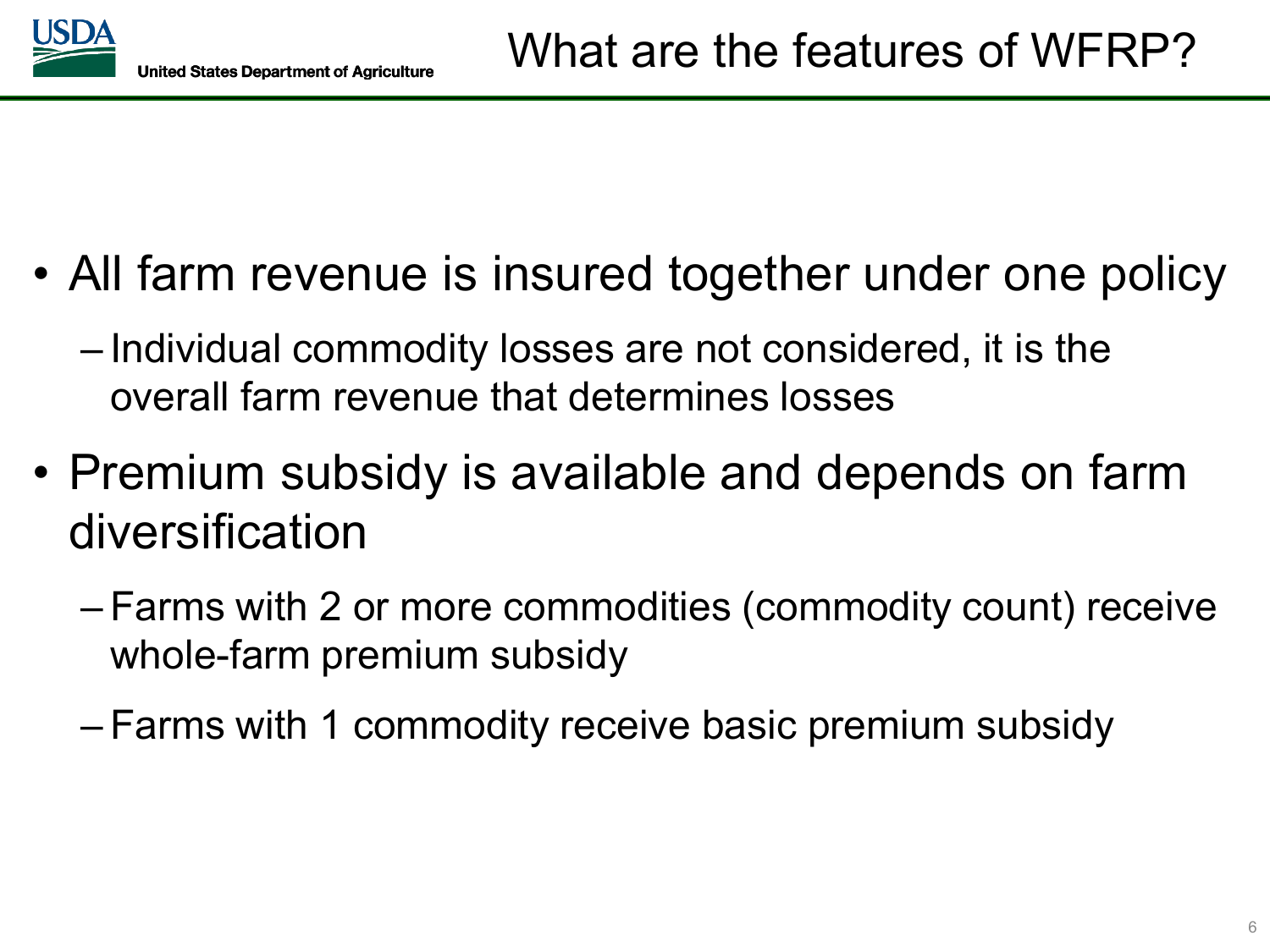# What are the features of WFRP?

- All farm revenue is insured together under one policy
  - Individual commodity losses are not considered, it is the overall farm revenue that determines losses
- Premium subsidy is available and depends on farm diversification
  - Farms with 2 or more commodities (commodity count) receive whole-farm premium subsidy
  - Farms with 1 commodity receive basic premium subsidy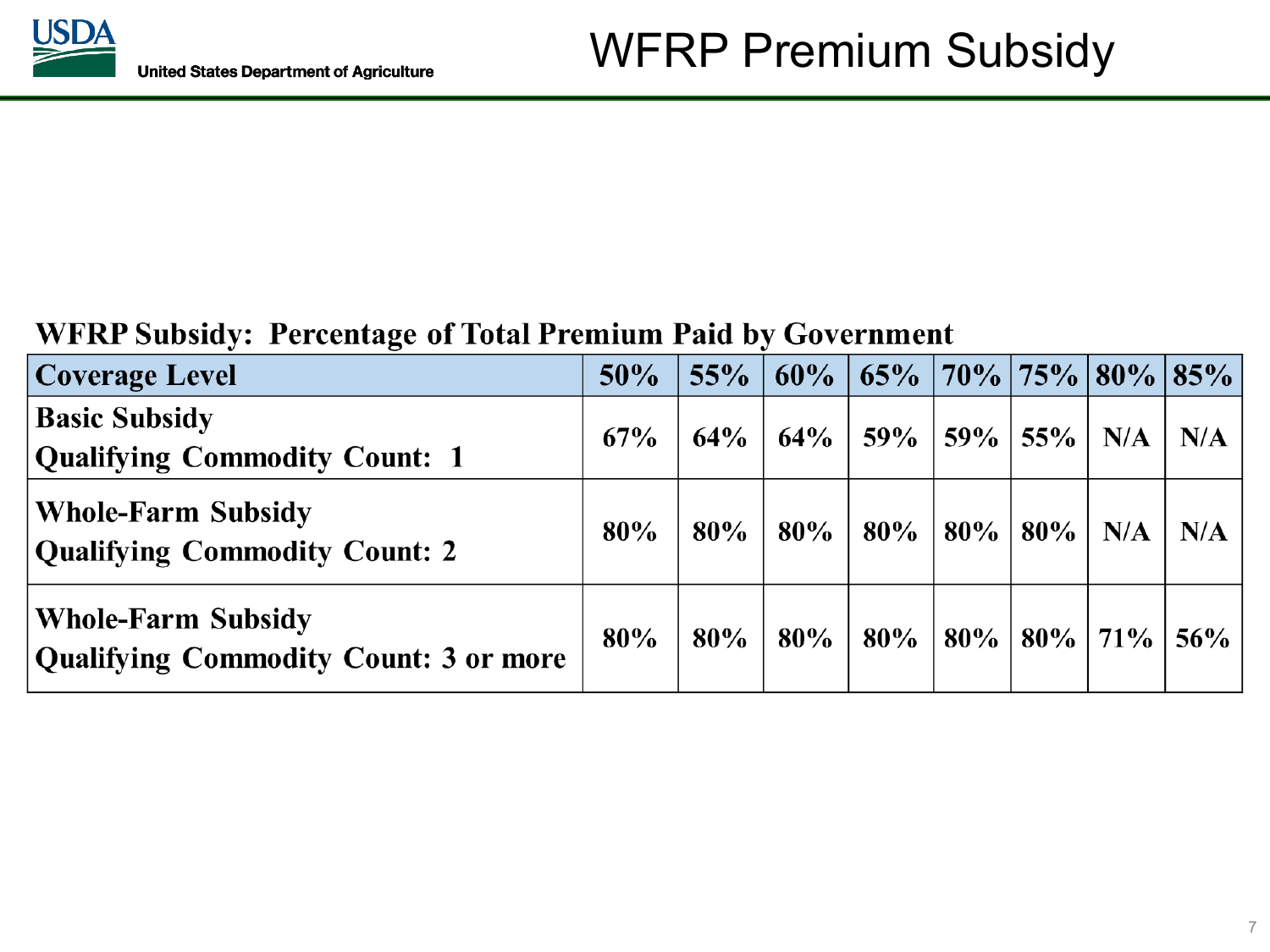# WFRP Premium Subsidy

**WFRP Subsidy: Percentage of Total Premium Paid by Government**

| Coverage Level | 50% | 55% | 60% | 65% | 70% | 75% | 80% | 85% |
|---|---|---|---|---|---|---|---|---|
| **Basic Subsidy**<br>**Qualifying Commodity Count: 1** | 67% | 64% | 64% | 59% | 59% | 55% | N/A | N/A |
| **Whole-Farm Subsidy**<br>**Qualifying Commodity Count: 2** | 80% | 80% | 80% | 80% | 80% | 80% | N/A | N/A |
| **Whole-Farm Subsidy**<br>**Qualifying Commodity Count: 3 or more** | 80% | 80% | 80% | 80% | 80% | 80% | 71% | 56% |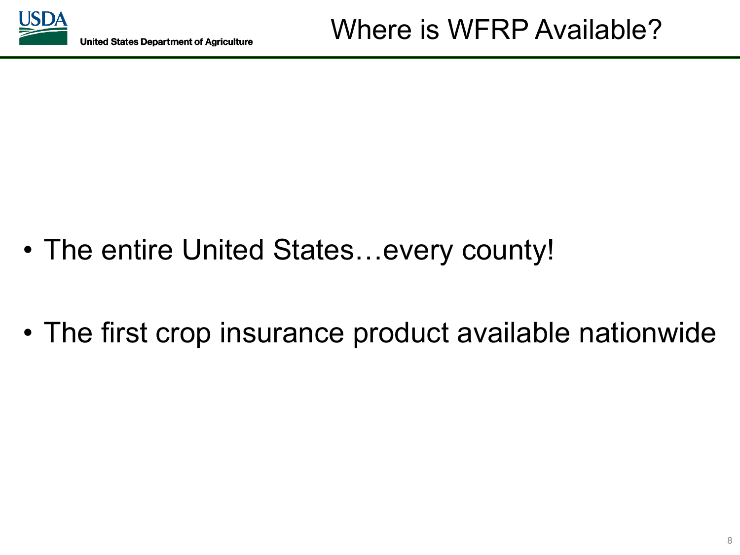# Where is WFRP Available?

- The entire United States…every county!
- The first crop insurance product available nationwide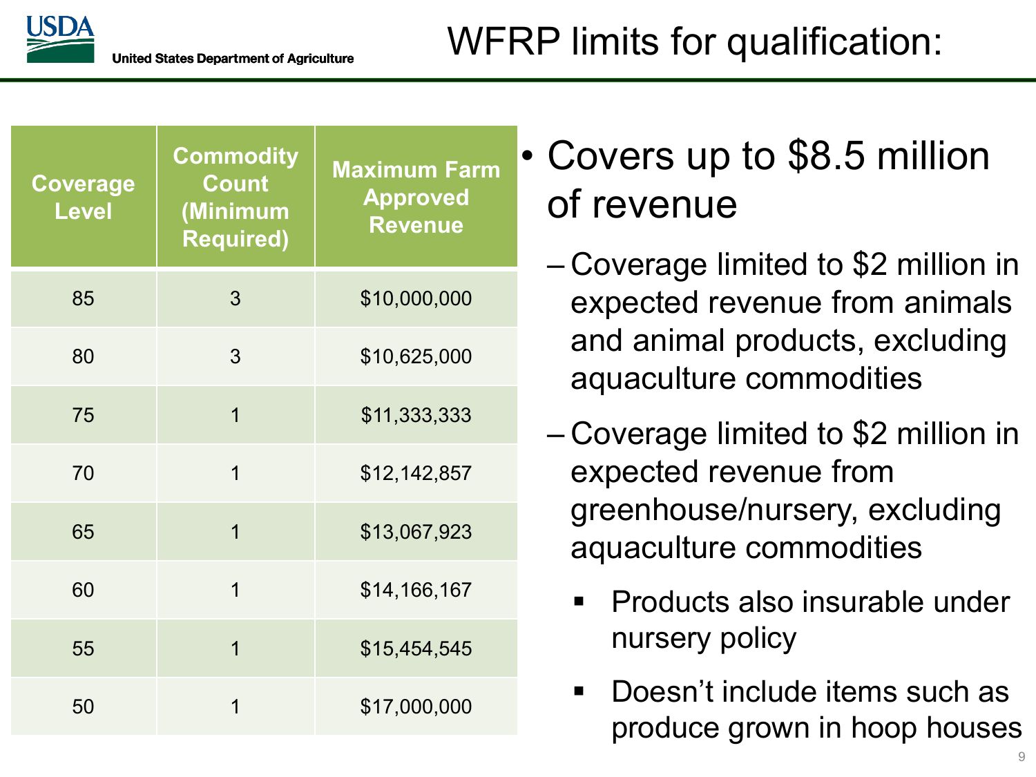# WFRP limits for qualification:

| Coverage Level | Commodity Count (Minimum Required) | Maximum Farm Approved Revenue |
|---|---|---|
| 85 | 3 | $10,000,000 |
| 80 | 3 | $10,625,000 |
| 75 | 1 | $11,333,333 |
| 70 | 1 | $12,142,857 |
| 65 | 1 | $13,067,923 |
| 60 | 1 | $14,166,167 |
| 55 | 1 | $15,454,545 |
| 50 | 1 | $17,000,000 |

- Covers up to $8.5 million of revenue
  - Coverage limited to $2 million in expected revenue from animals and animal products, excluding aquaculture commodities
  - Coverage limited to $2 million in expected revenue from greenhouse/nursery, excluding aquaculture commodities
    - Products also insurable under nursery policy
    - Doesn't include items such as produce grown in hoop houses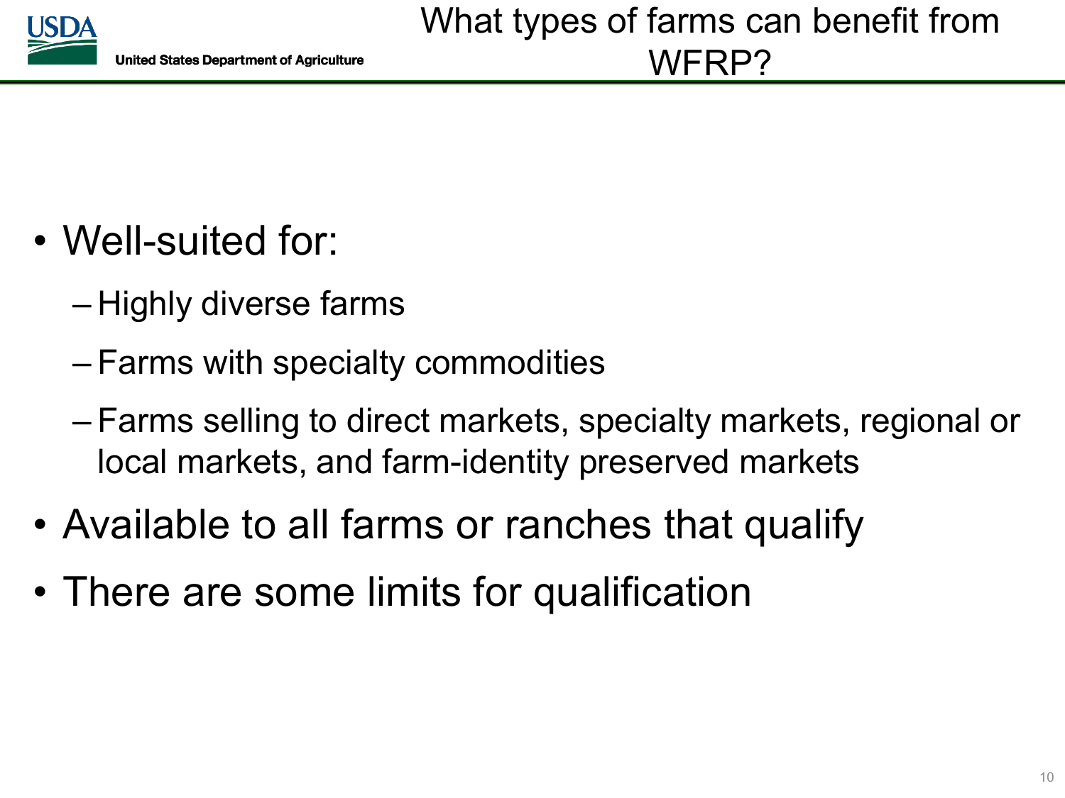# What types of farms can benefit from WFRP?

- Well-suited for:
  - Highly diverse farms
  - Farms with specialty commodities
  - Farms selling to direct markets, specialty markets, regional or local markets, and farm-identity preserved markets
- Available to all farms or ranches that qualify
- There are some limits for qualification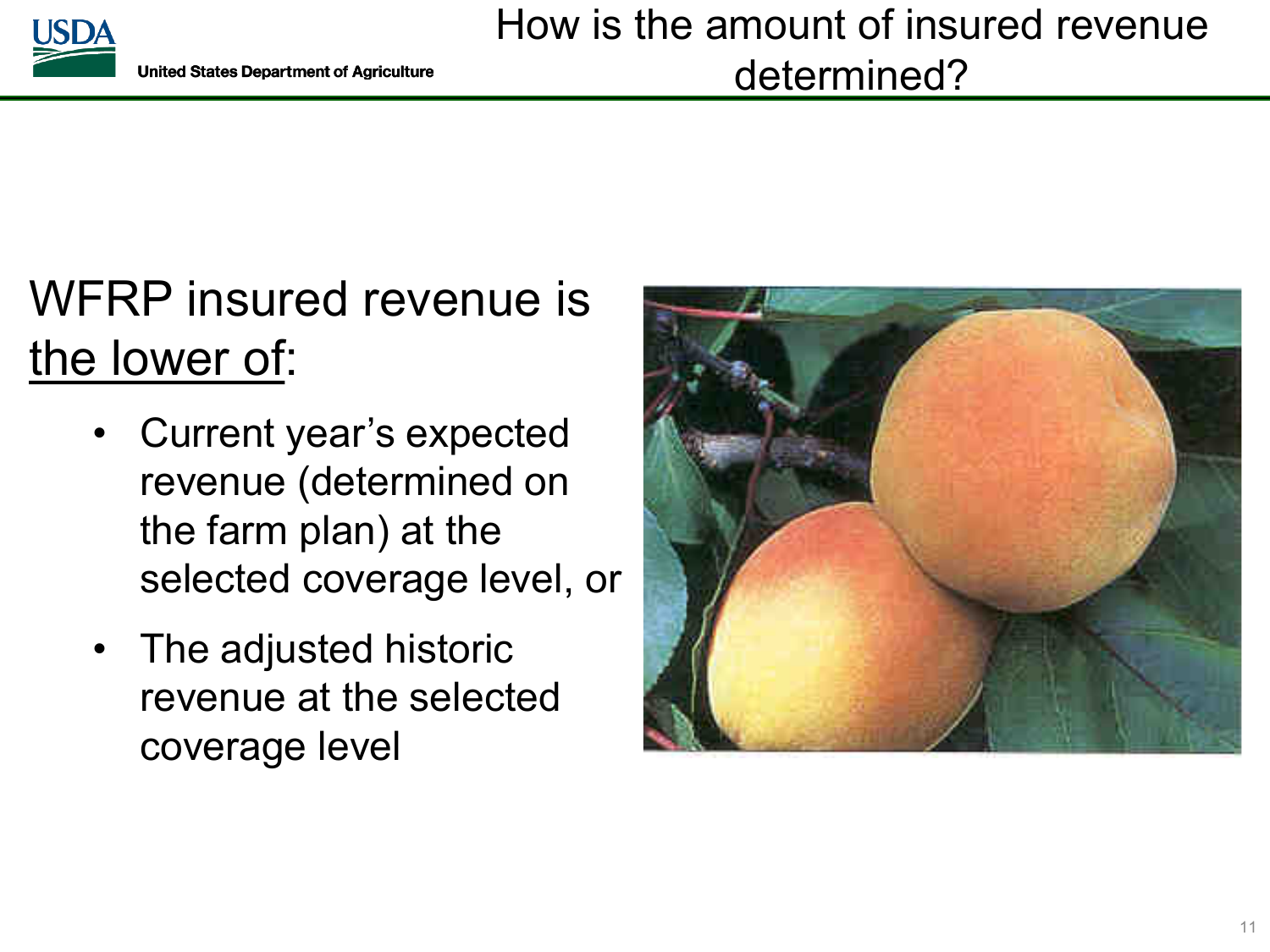# How is the amount of insured revenue determined?

WFRP insured revenue is the lower of:

- Current year's expected revenue (determined on the farm plan) at the selected coverage level, or
- The adjusted historic revenue at the selected coverage level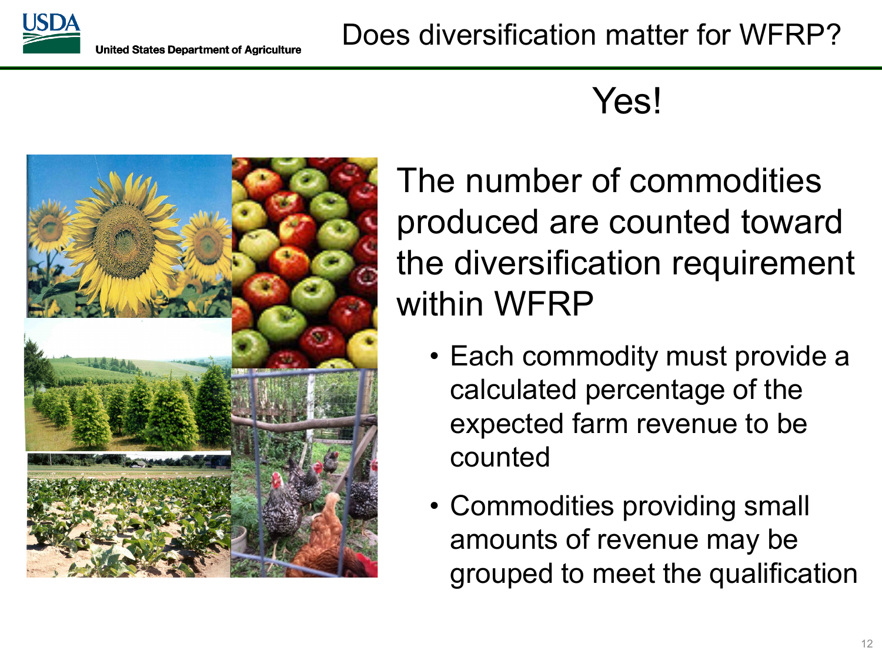# Does diversification matter for WFRP?

## Yes!

The number of commodities produced are counted toward the diversification requirement within WFRP

- Each commodity must provide a calculated percentage of the expected farm revenue to be counted
- Commodities providing small amounts of revenue may be grouped to meet the qualification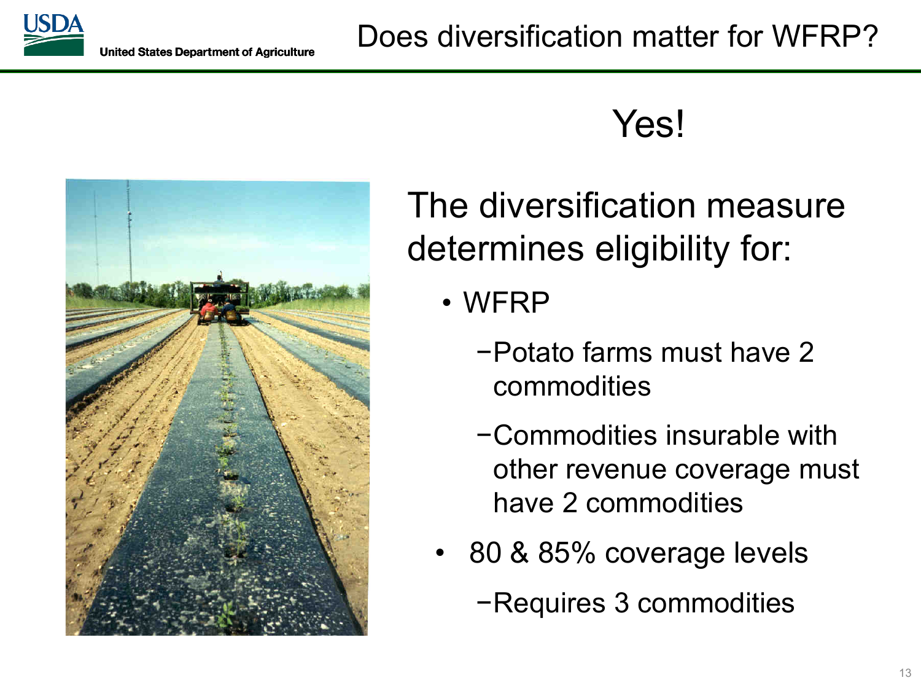# Does diversification matter for WFRP?

## Yes!

The diversification measure determines eligibility for:

- WFRP
  - Potato farms must have 2 commodities
  - Commodities insurable with other revenue coverage must have 2 commodities
- 80 & 85% coverage levels
  - Requires 3 commodities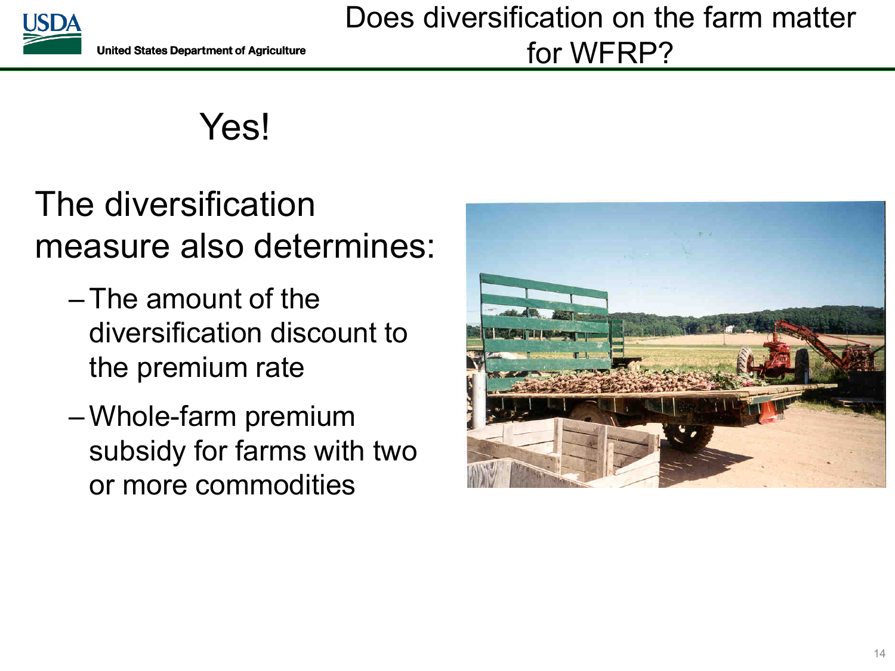# Does diversification on the farm matter for WFRP?

## Yes!

The diversification measure also determines:

- The amount of the diversification discount to the premium rate
- Whole-farm premium subsidy for farms with two or more commodities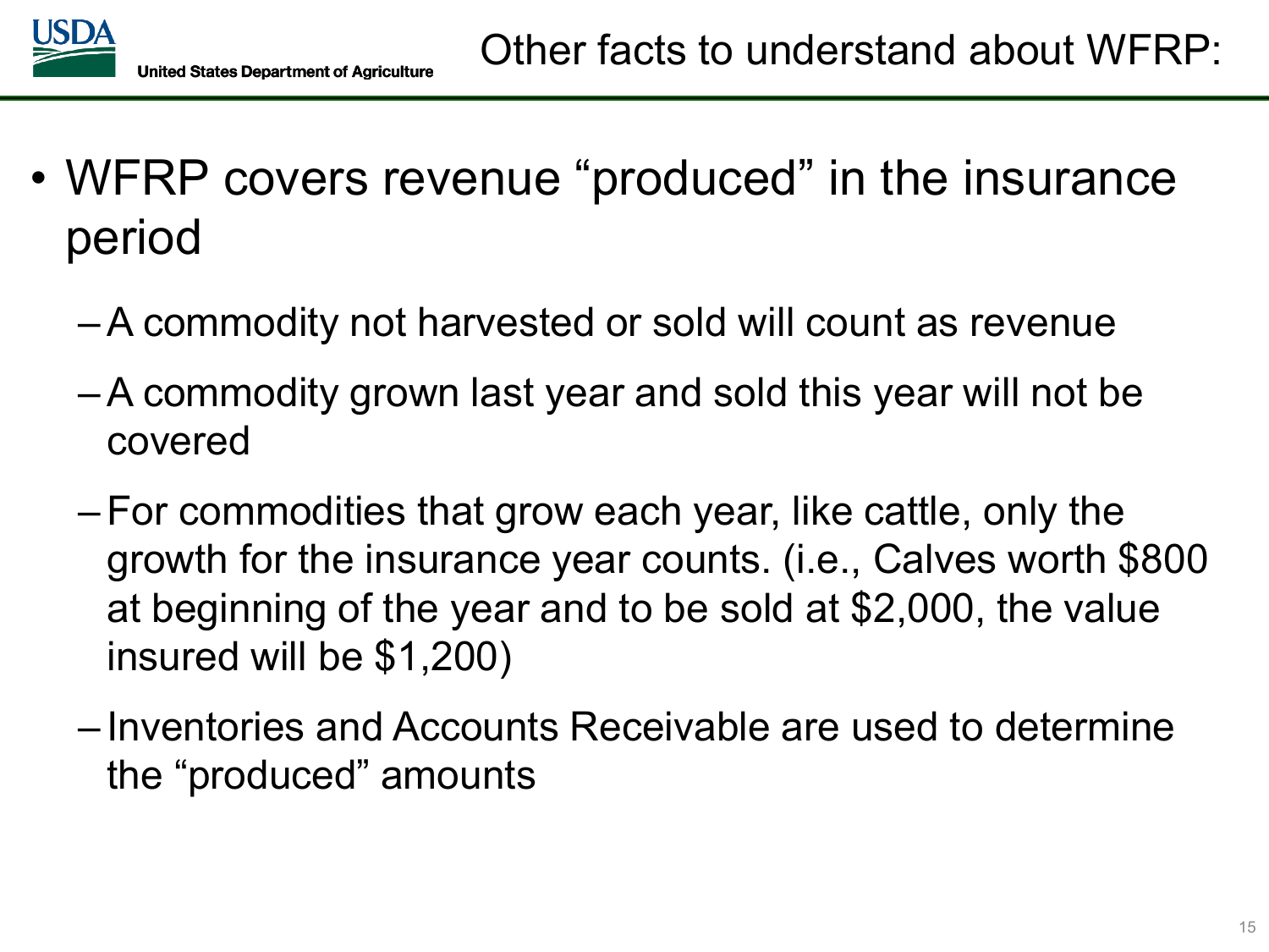# Other facts to understand about WFRP:

- WFRP covers revenue "produced" in the insurance period
  - A commodity not harvested or sold will count as revenue
  - A commodity grown last year and sold this year will not be covered
  - For commodities that grow each year, like cattle, only the growth for the insurance year counts. (i.e., Calves worth $800 at beginning of the year and to be sold at $2,000, the value insured will be $1,200)
  - Inventories and Accounts Receivable are used to determine the "produced" amounts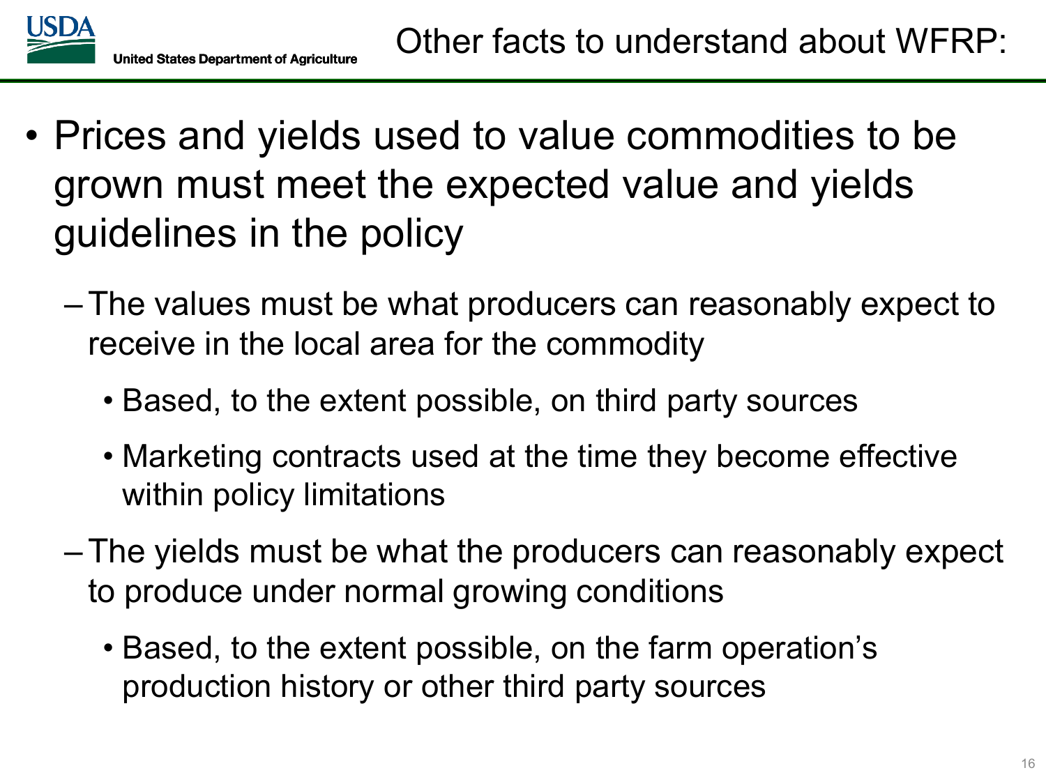# Other facts to understand about WFRP:

- Prices and yields used to value commodities to be grown must meet the expected value and yields guidelines in the policy
  - The values must be what producers can reasonably expect to receive in the local area for the commodity
    - Based, to the extent possible, on third party sources
    - Marketing contracts used at the time they become effective within policy limitations
  - The yields must be what the producers can reasonably expect to produce under normal growing conditions
    - Based, to the extent possible, on the farm operation's production history or other third party sources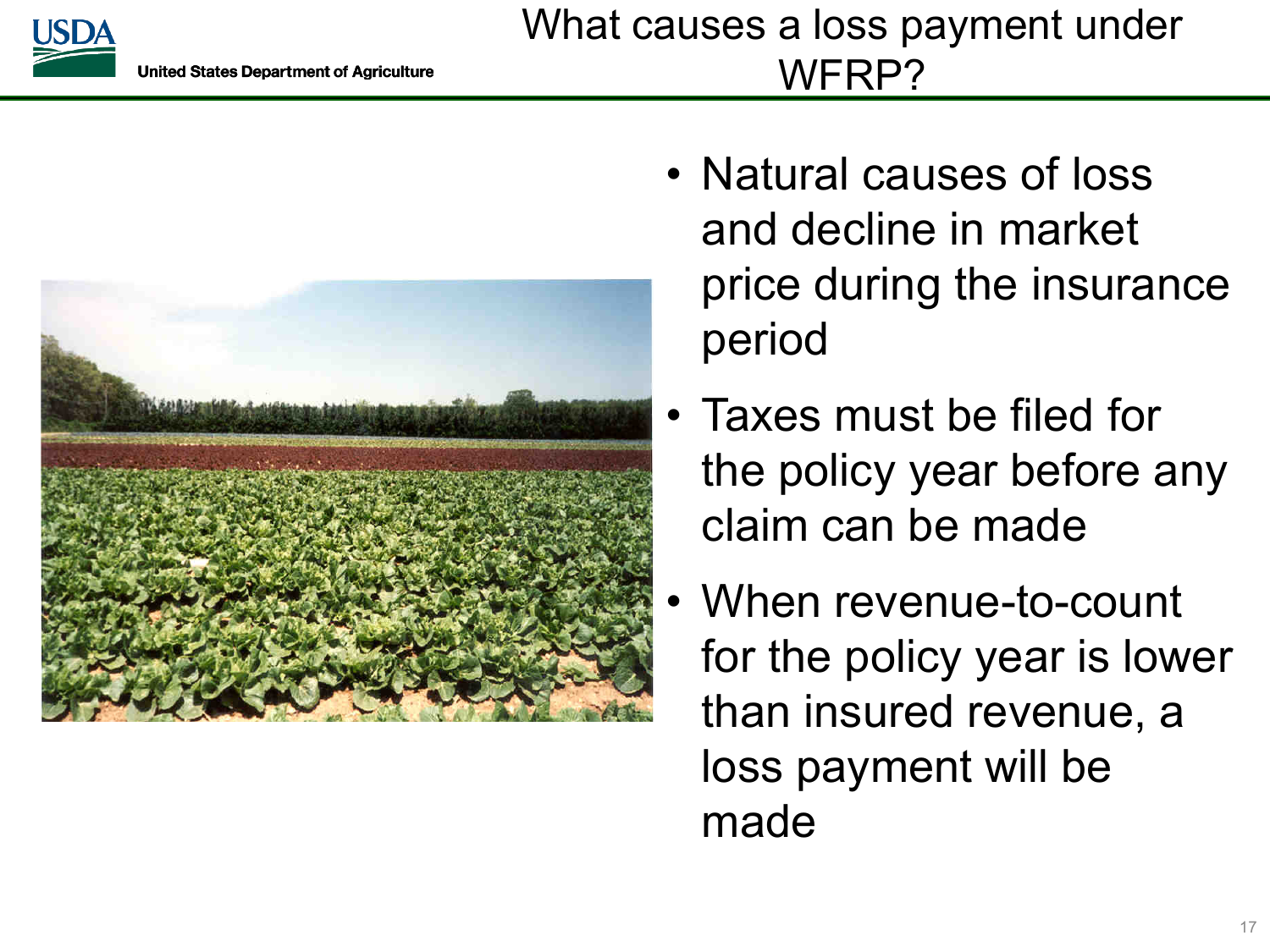# What causes a loss payment under WFRP?

- Natural causes of loss and decline in market price during the insurance period
- Taxes must be filed for the policy year before any claim can be made
- When revenue-to-count for the policy year is lower than insured revenue, a loss payment will be made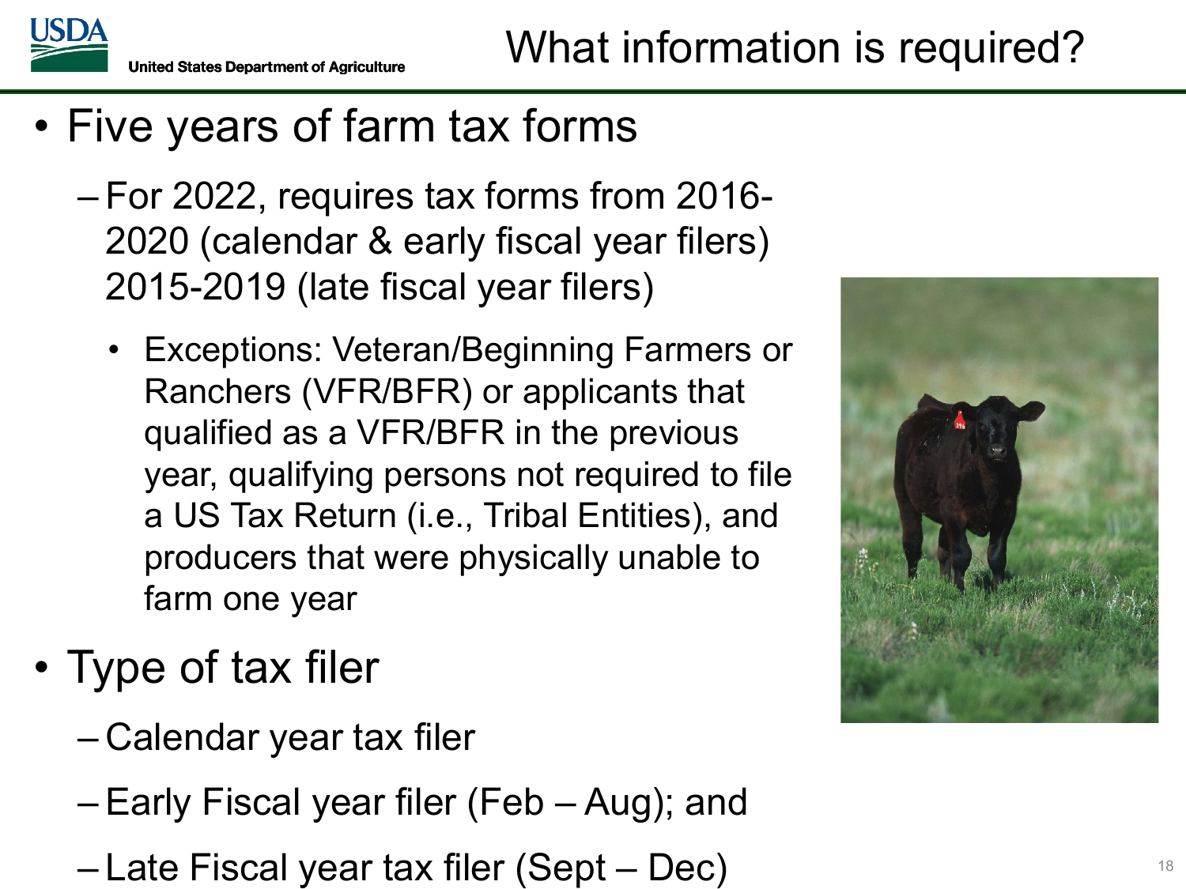# What information is required?

- Five years of farm tax forms
  - For 2022, requires tax forms from 2016-2020 (calendar & early fiscal year filers) 2015-2019 (late fiscal year filers)
    - Exceptions: Veteran/Beginning Farmers or Ranchers (VFR/BFR) or applicants that qualified as a VFR/BFR in the previous year, qualifying persons not required to file a US Tax Return (i.e., Tribal Entities), and producers that were physically unable to farm one year
- Type of tax filer
  - Calendar year tax filer
  - Early Fiscal year filer (Feb – Aug); and
  - Late Fiscal year tax filer (Sept – Dec)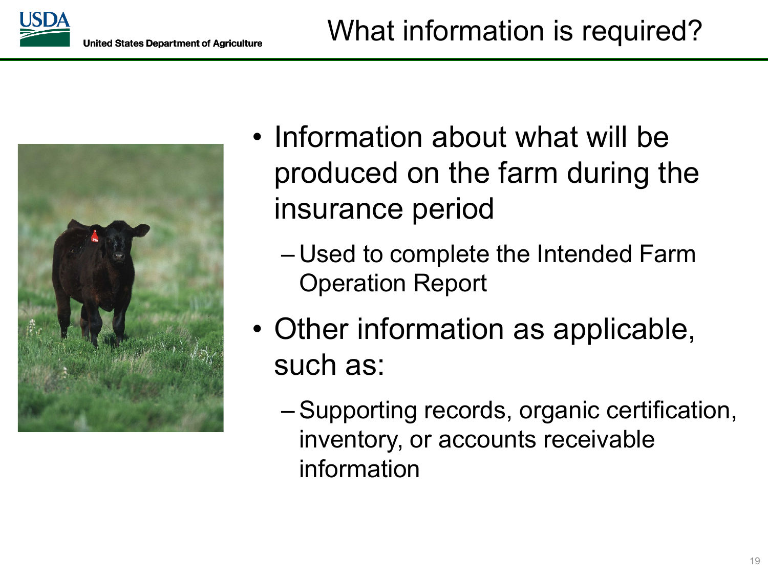# What information is required?

- Information about what will be produced on the farm during the insurance period
  - Used to complete the Intended Farm Operation Report
- Other information as applicable, such as:
  - Supporting records, organic certification, inventory, or accounts receivable information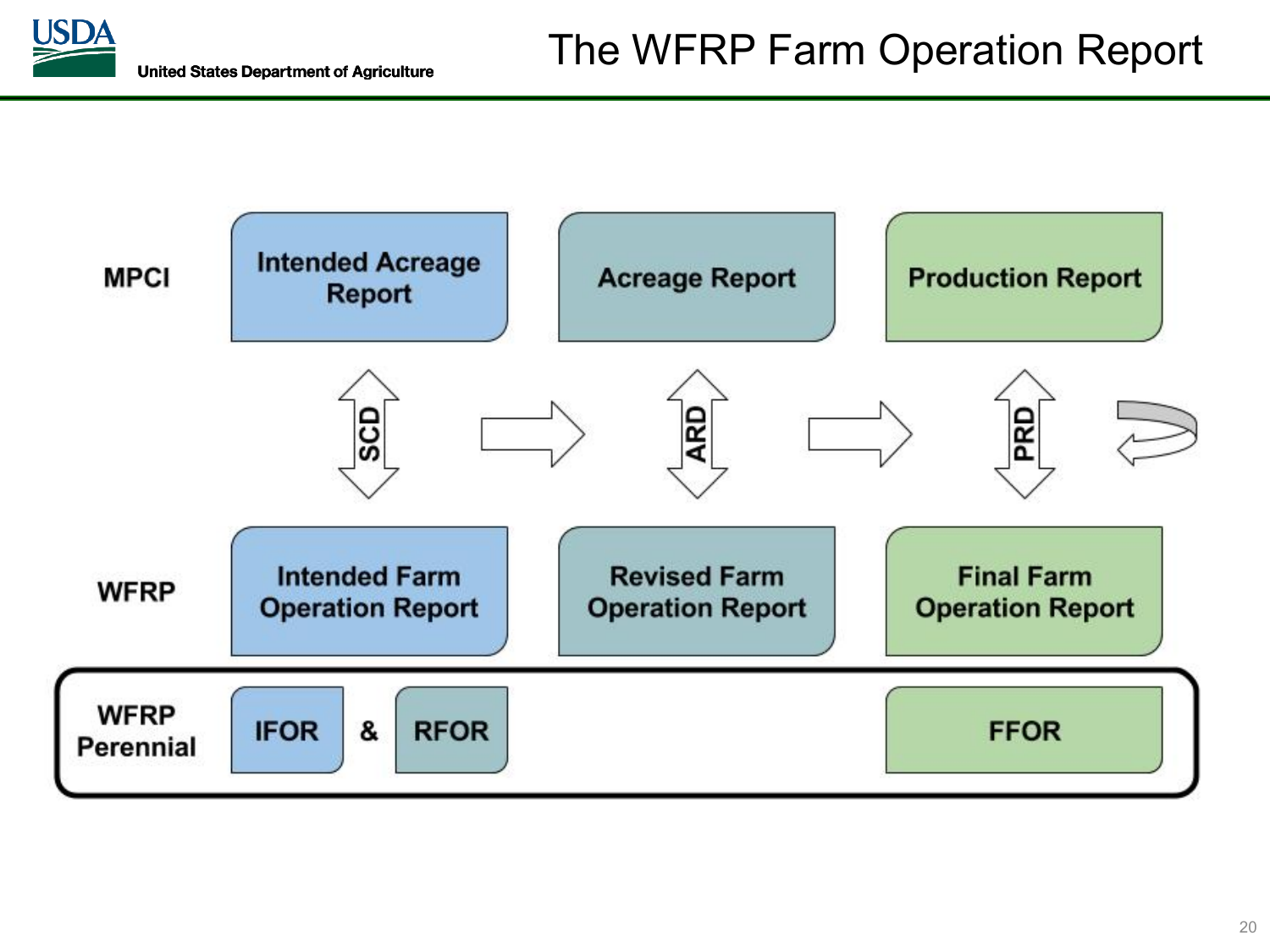# The WFRP Farm Operation Report

| | | | | | |
|---|---|---|---|---|---|
| **MPCI** | Intended Acreage Report | | Acreage Report | | Production Report |
| | SCD | → | ARD | → | PRD |
| **WFRP** | Intended Farm Operation Report | | Revised Farm Operation Report | | Final Farm Operation Report |
| **WFRP Perennial** | IFOR & RFOR | | | | FFOR |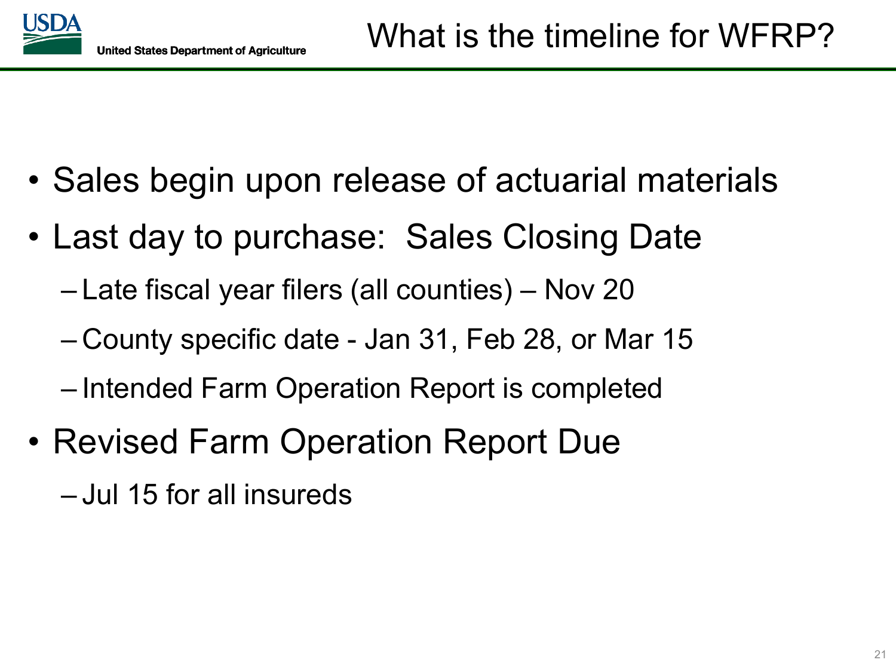# What is the timeline for WFRP?

- Sales begin upon release of actuarial materials
- Last day to purchase: Sales Closing Date
  - Late fiscal year filers (all counties) – Nov 20
  - County specific date - Jan 31, Feb 28, or Mar 15
  - Intended Farm Operation Report is completed
- Revised Farm Operation Report Due
  - Jul 15 for all insureds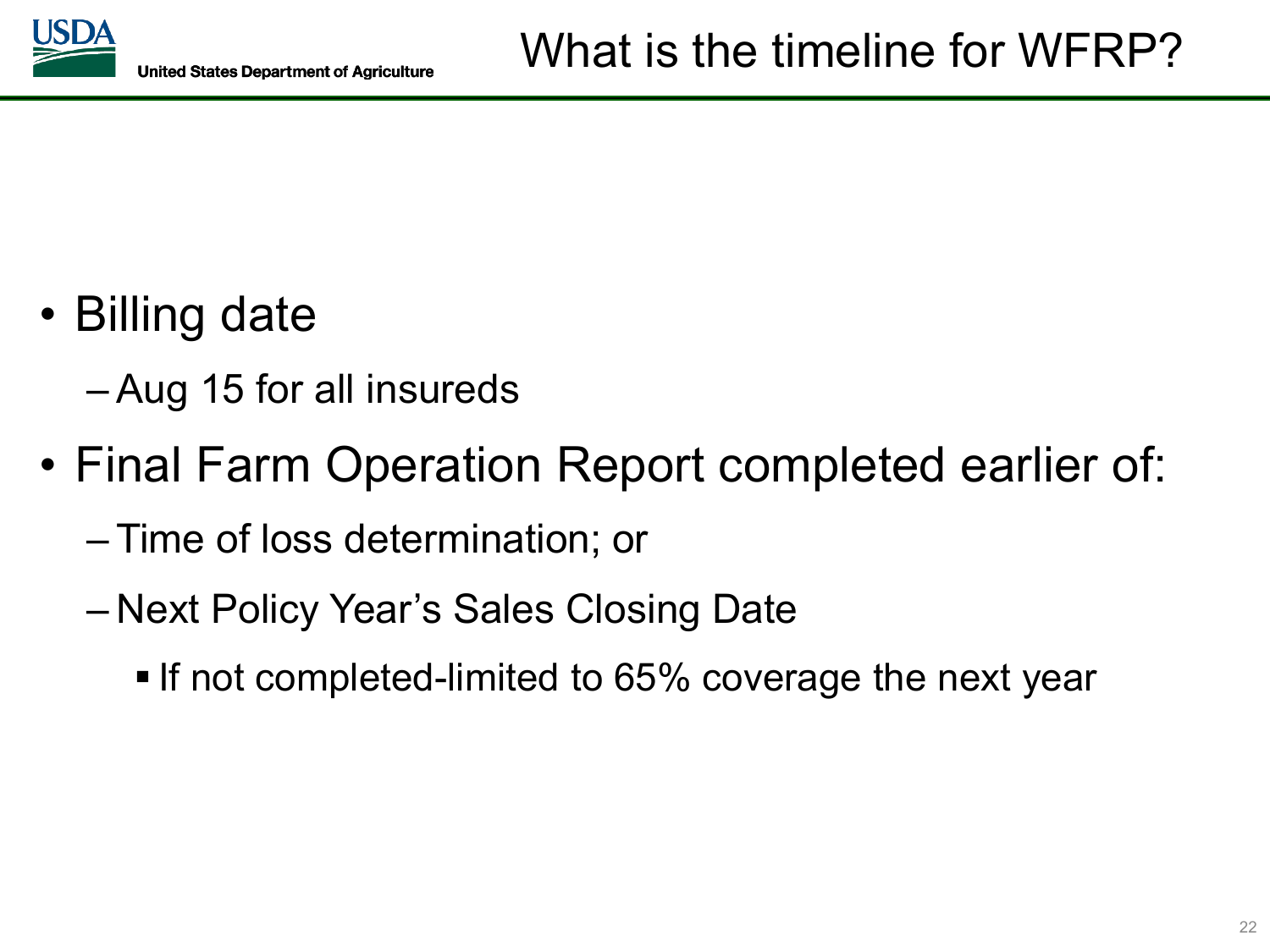# What is the timeline for WFRP?

- Billing date
  - Aug 15 for all insureds
- Final Farm Operation Report completed earlier of:
  - Time of loss determination; or
  - Next Policy Year's Sales Closing Date
    - If not completed-limited to 65% coverage the next year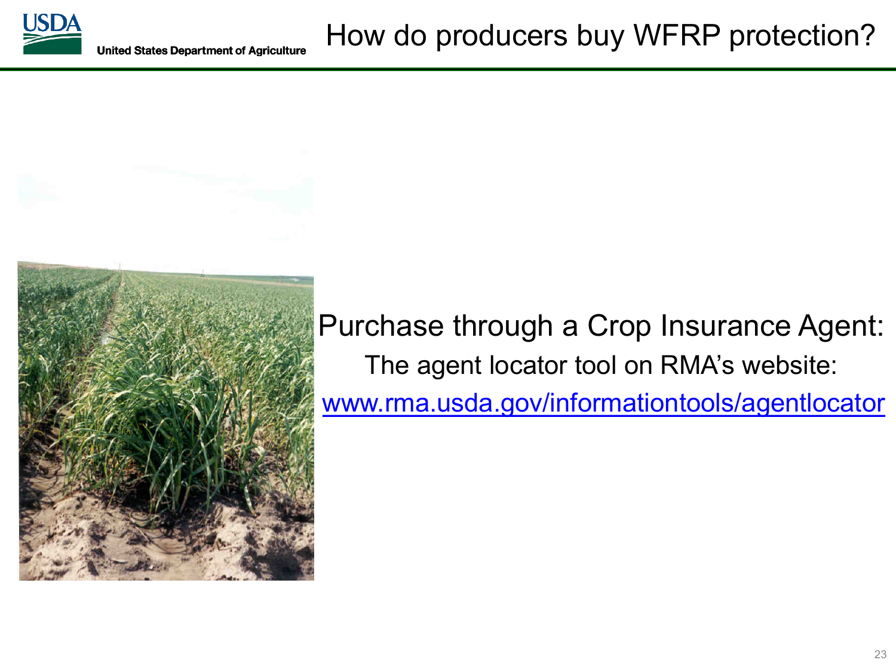# How do producers buy WFRP protection?

Purchase through a Crop Insurance Agent:

The agent locator tool on RMA's website:

www.rma.usda.gov/informationtools/agentlocator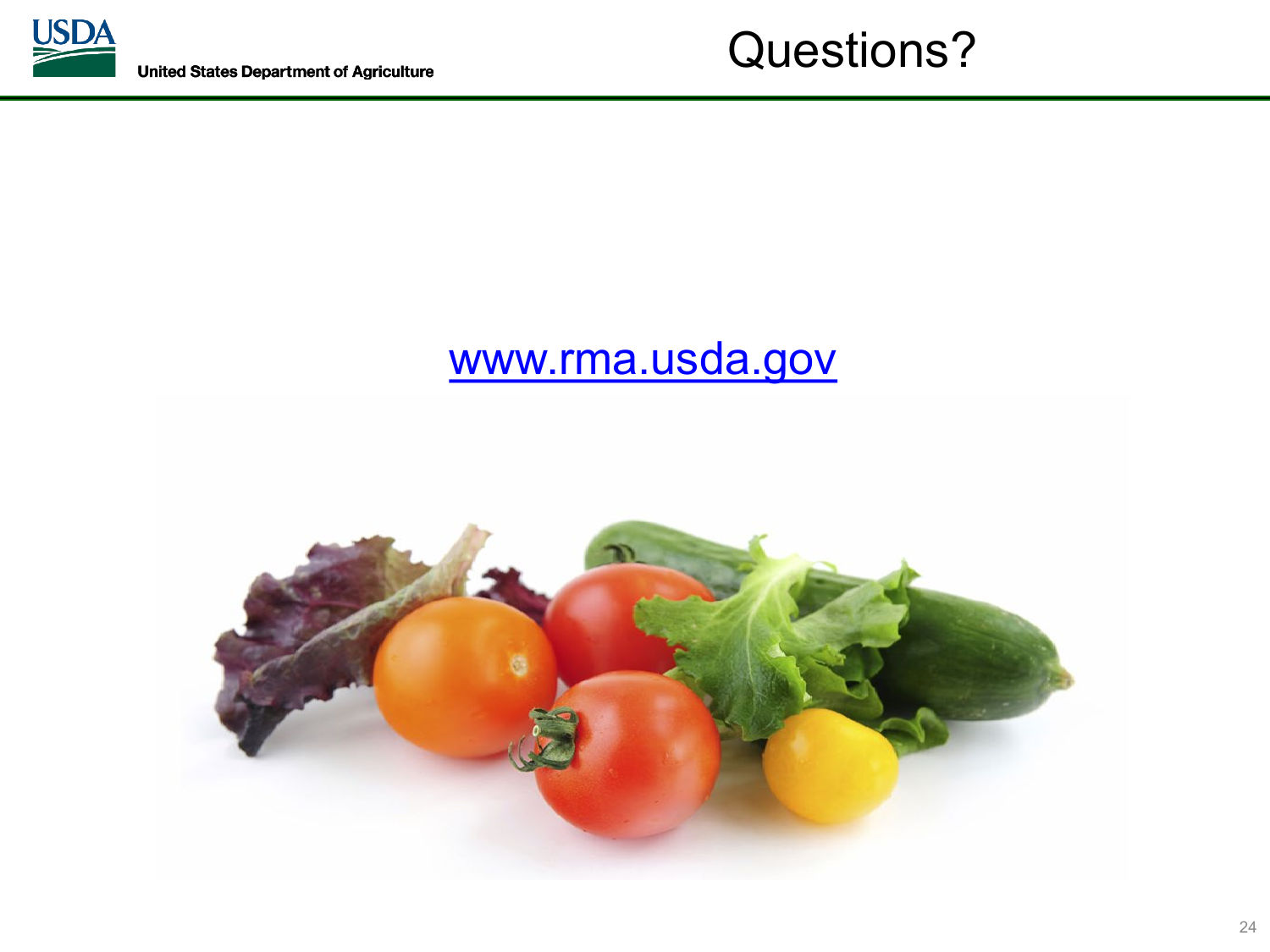United States Department of Agriculture

# Questions?

[www.rma.usda.gov](http://www.rma.usda.gov)